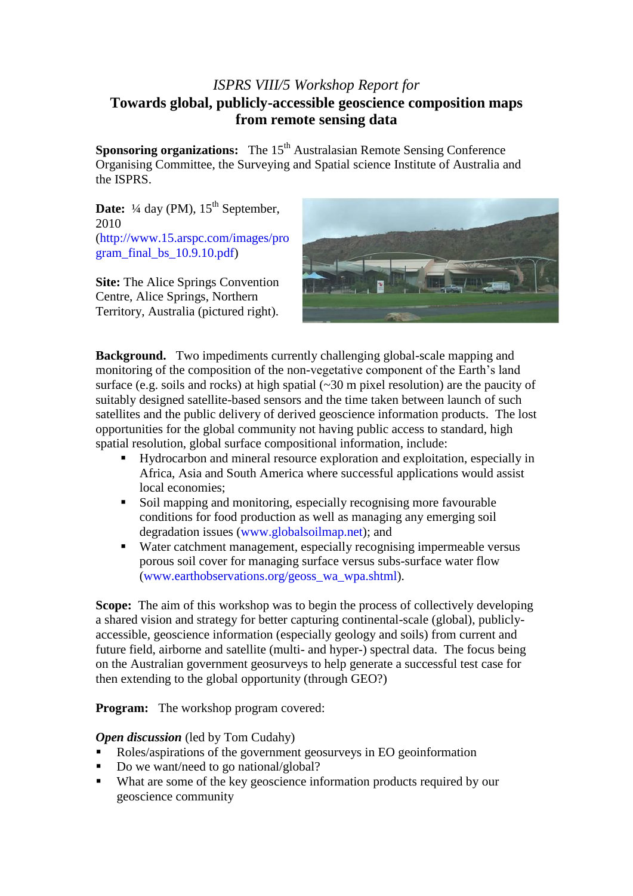*ISPRS VIII/5 Workshop Report for*

# Towards global, publicly-accessible geoscience composition maps from remote sensing data

**Sponsoring organizations:** The 15th Australasian Remote Sensing Conference Organising Committee, the Surveying and Spatial science Institute of Australia and the ISPRS.

**Date:** ¼ day (PM), 15th September, 2010 (http://www.15.arspc.com/images/program_final_bs_10.9.10.pdf)

**Site:** The Alice Springs Convention Centre, Alice Springs, Northern Territory, Australia (pictured right).

**Background.** Two impediments currently challenging global-scale mapping and monitoring of the composition of the non-vegetative component of the Earth's land surface (e.g. soils and rocks) at high spatial (~30 m pixel resolution) are the paucity of suitably designed satellite-based sensors and the time taken between launch of such satellites and the public delivery of derived geoscience information products. The lost opportunities for the global community not having public access to standard, high spatial resolution, global surface compositional information, include:

- Hydrocarbon and mineral resource exploration and exploitation, especially in Africa, Asia and South America where successful applications would assist local economies;
- Soil mapping and monitoring, especially recognising more favourable conditions for food production as well as managing any emerging soil degradation issues (www.globalsoilmap.net); and
- Water catchment management, especially recognising impermeable versus porous soil cover for managing surface versus subs-surface water flow (www.earthobservations.org/geoss_wa_wpa.shtml).

**Scope:** The aim of this workshop was to begin the process of collectively developing a shared vision and strategy for better capturing continental-scale (global), publicly-accessible, geoscience information (especially geology and soils) from current and future field, airborne and satellite (multi- and hyper-) spectral data. The focus being on the Australian government geosurveys to help generate a successful test case for then extending to the global opportunity (through GEO?)

**Program:** The workshop program covered:

***Open discussion*** (led by Tom Cudahy)

- Roles/aspirations of the government geosurveys in EO geoinformation
- Do we want/need to go national/global?
- What are some of the key geoscience information products required by our geoscience community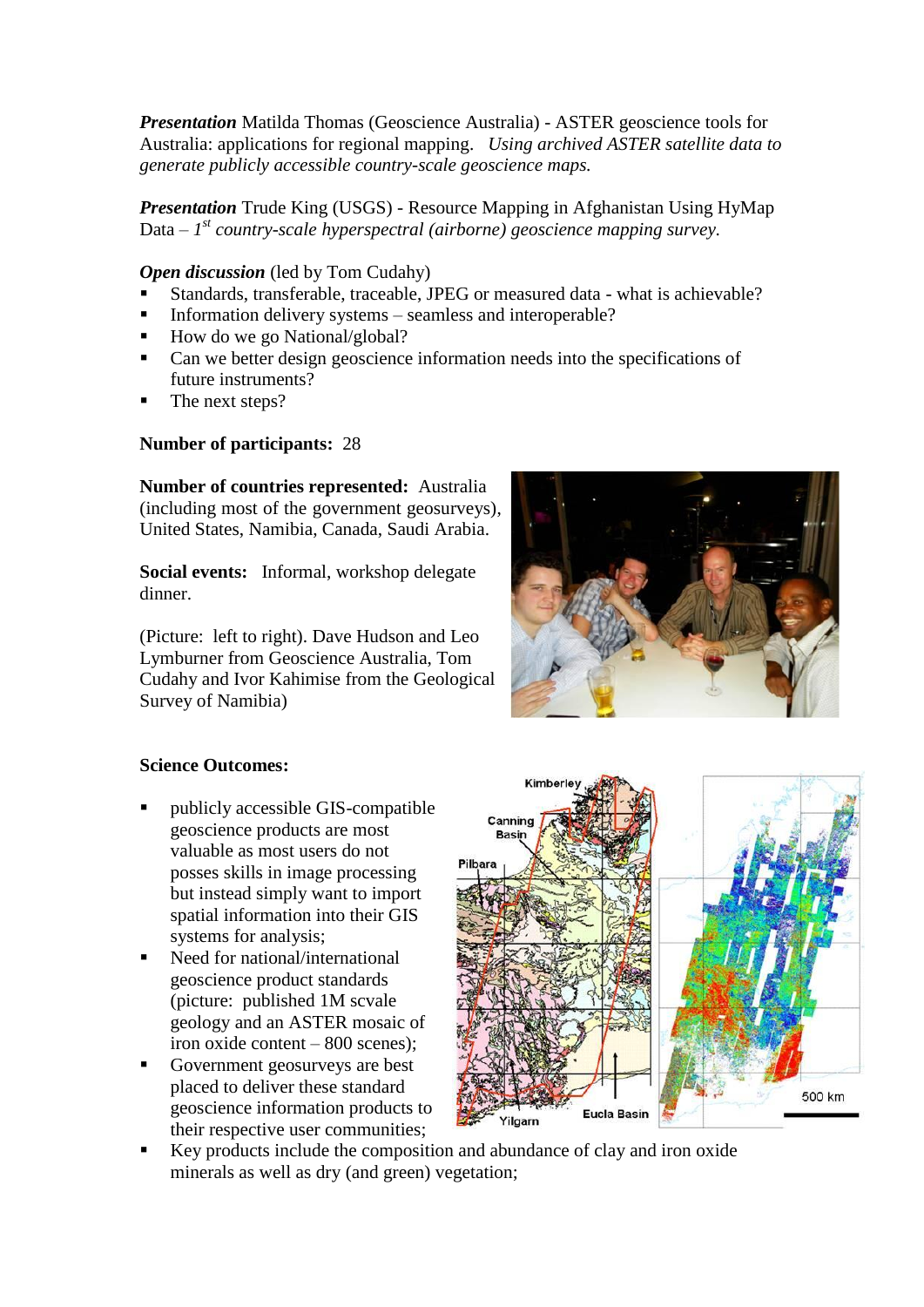***Presentation*** Matilda Thomas (Geoscience Australia) - ASTER geoscience tools for Australia: applications for regional mapping. *Using archived ASTER satellite data to generate publicly accessible country-scale geoscience maps.*

***Presentation*** Trude King (USGS) - Resource Mapping in Afghanistan Using HyMap Data – *1st country-scale hyperspectral (airborne) geoscience mapping survey.*

***Open discussion*** (led by Tom Cudahy)

- Standards, transferable, traceable, JPEG or measured data - what is achievable?
- Information delivery systems – seamless and interoperable?
- How do we go National/global?
- Can we better design geoscience information needs into the specifications of future instruments?
- The next steps?

**Number of participants:** 28

**Number of countries represented:** Australia (including most of the government geosurveys), United States, Namibia, Canada, Saudi Arabia.

**Social events:** Informal, workshop delegate dinner.

(Picture: left to right). Dave Hudson and Leo Lymburner from Geoscience Australia, Tom Cudahy and Ivor Kahimise from the Geological Survey of Namibia)

**Science Outcomes:**

- publicly accessible GIS-compatible geoscience products are most valuable as most users do not posses skills in image processing but instead simply want to import spatial information into their GIS systems for analysis;
- Need for national/international geoscience product standards (picture: published 1M scvale geology and an ASTER mosaic of iron oxide content – 800 scenes);
- Government geosurveys are best placed to deliver these standard geoscience information products to their respective user communities;
- Key products include the composition and abundance of clay and iron oxide minerals as well as dry (and green) vegetation;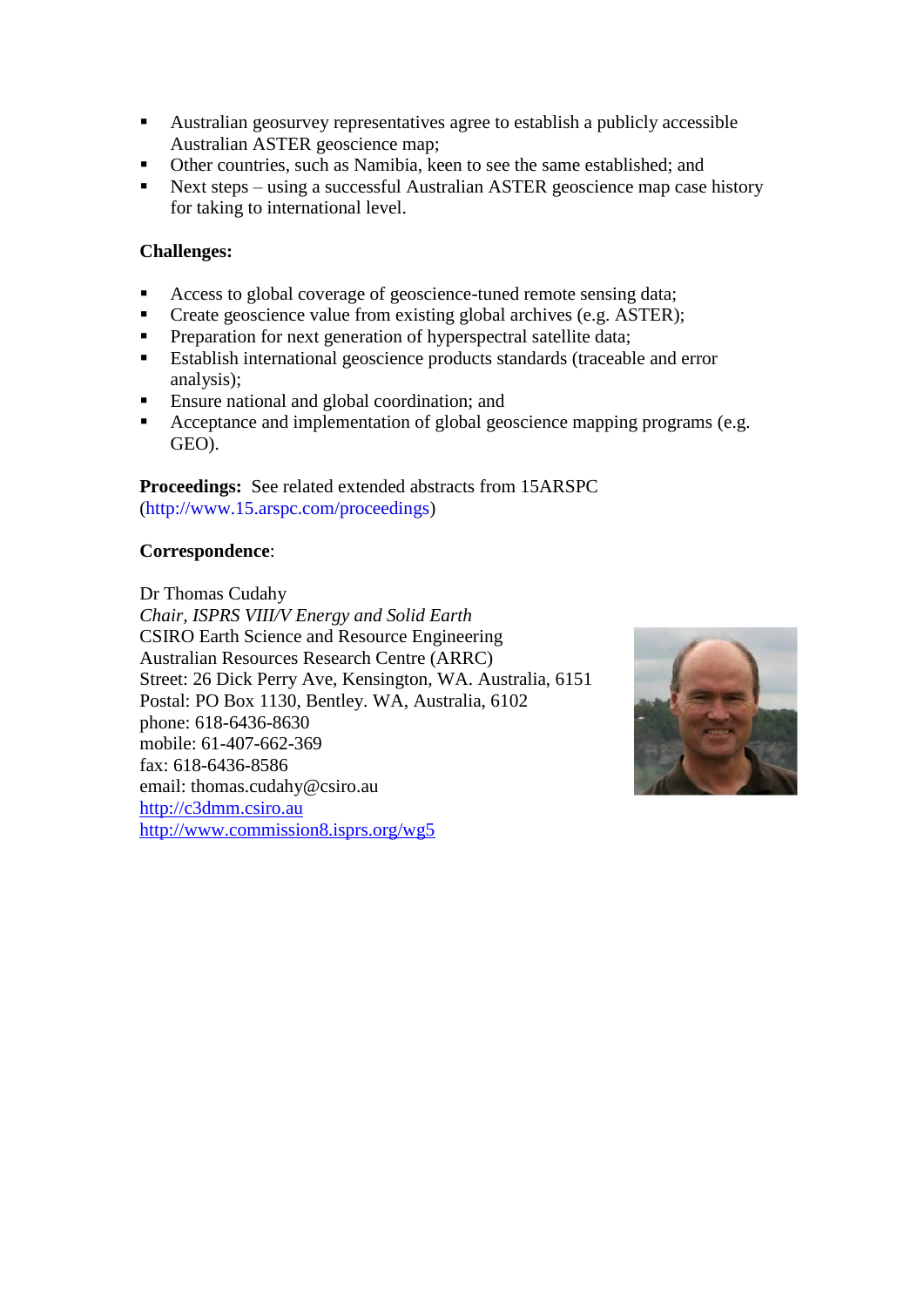- Australian geosurvey representatives agree to establish a publicly accessible Australian ASTER geoscience map;
- Other countries, such as Namibia, keen to see the same established; and
- Next steps – using a successful Australian ASTER geoscience map case history for taking to international level.

**Challenges:**

- Access to global coverage of geoscience-tuned remote sensing data;
- Create geoscience value from existing global archives (e.g. ASTER);
- Preparation for next generation of hyperspectral satellite data;
- Establish international geoscience products standards (traceable and error analysis);
- Ensure national and global coordination; and
- Acceptance and implementation of global geoscience mapping programs (e.g. GEO).

**Proceedings:** See related extended abstracts from 15ARSPC (http://www.15.arspc.com/proceedings)

**Correspondence**:

Dr Thomas Cudahy
*Chair, ISPRS VIII/V Energy and Solid Earth*
CSIRO Earth Science and Resource Engineering
Australian Resources Research Centre (ARRC)
Street: 26 Dick Perry Ave, Kensington, WA. Australia, 6151
Postal: PO Box 1130, Bentley. WA, Australia, 6102
phone: 618-6436-8630
mobile: 61-407-662-369
fax: 618-6436-8586
email: thomas.cudahy@csiro.au
http://c3dmm.csiro.au
http://www.commission8.isprs.org/wg5